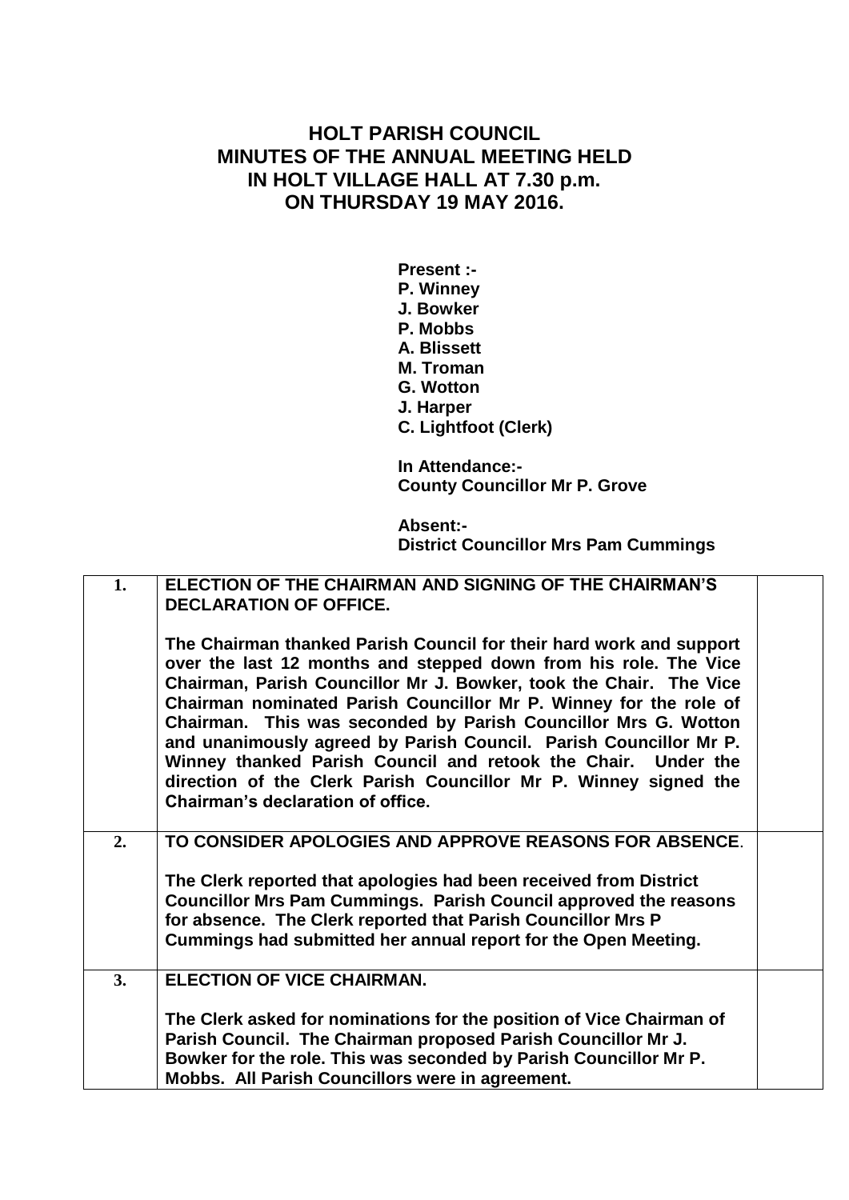# HOLT PARISH COUNCIL
## MINUTES OF THE ANNUAL MEETING HELD IN HOLT VILLAGE HALL AT 7.30 p.m. ON THURSDAY 19 MAY 2016.

**Present :-**
**P. Winney**
**J. Bowker**
**P. Mobbs**
**A. Blissett**
**M. Troman**
**G. Wotton**
**J. Harper**
**C. Lightfoot (Clerk)**

**In Attendance:-**
**County Councillor Mr P. Grove**

**Absent:-**
**District Councillor Mrs Pam Cummings**

| | | |
|---|---|---|
| **1.** | **ELECTION OF THE CHAIRMAN AND SIGNING OF THE CHAIRMAN'S DECLARATION OF OFFICE.**<br><br>**The Chairman thanked Parish Council for their hard work and support over the last 12 months and stepped down from his role. The Vice Chairman, Parish Councillor Mr J. Bowker, took the Chair. The Vice Chairman nominated Parish Councillor Mr P. Winney for the role of Chairman. This was seconded by Parish Councillor Mrs G. Wotton and unanimously agreed by Parish Council. Parish Councillor Mr P. Winney thanked Parish Council and retook the Chair. Under the direction of the Clerk Parish Councillor Mr P. Winney signed the Chairman's declaration of office.** | |
| **2.** | **TO CONSIDER APOLOGIES AND APPROVE REASONS FOR ABSENCE.**<br><br>**The Clerk reported that apologies had been received from District Councillor Mrs Pam Cummings. Parish Council approved the reasons for absence. The Clerk reported that Parish Councillor Mrs P Cummings had submitted her annual report for the Open Meeting.** | |
| **3.** | **ELECTION OF VICE CHAIRMAN.**<br><br>**The Clerk asked for nominations for the position of Vice Chairman of Parish Council. The Chairman proposed Parish Councillor Mr J. Bowker for the role. This was seconded by Parish Councillor Mr P. Mobbs. All Parish Councillors were in agreement.** | |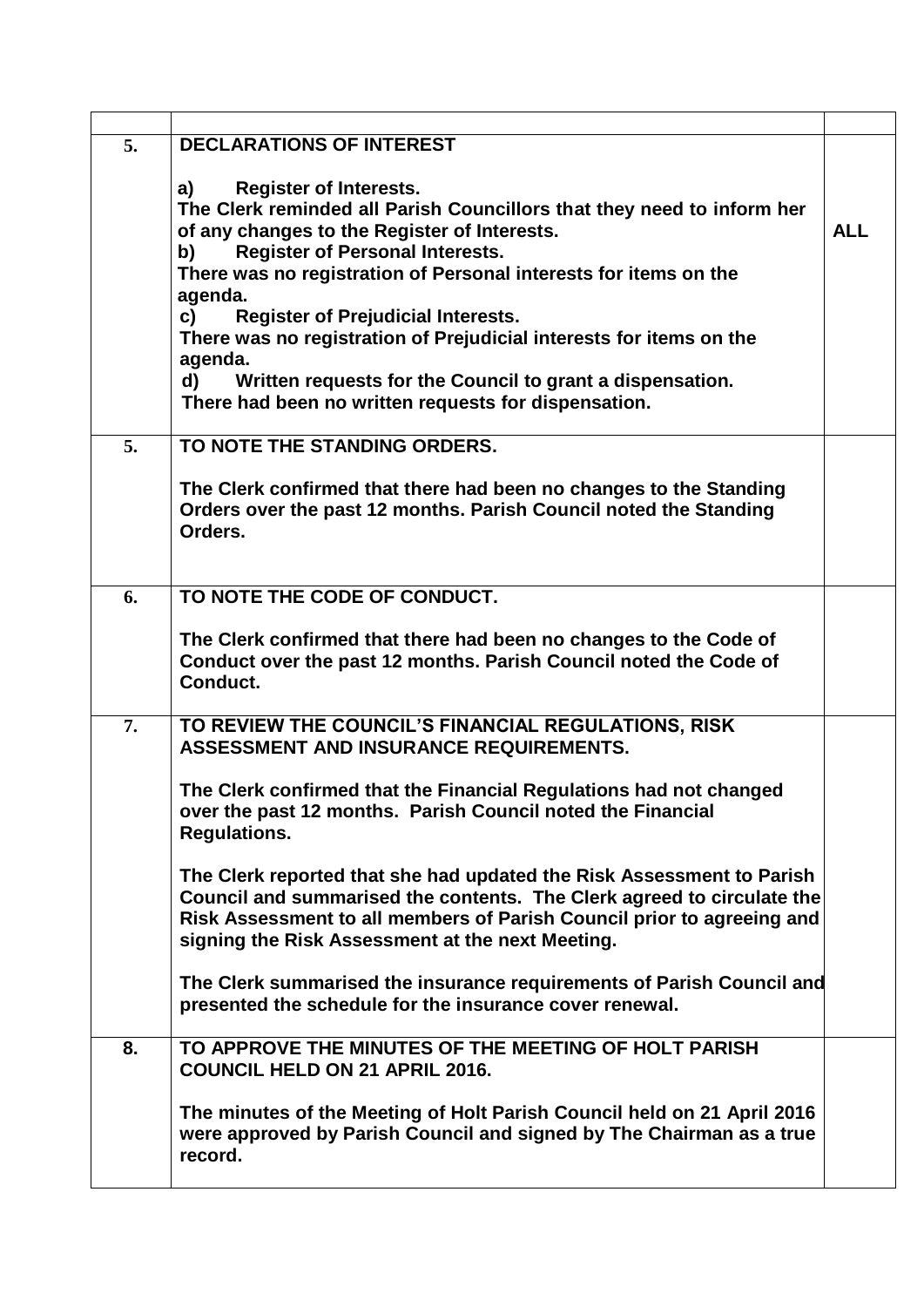| | | |
|---|---|---|
| **5.** | **DECLARATIONS OF INTEREST**<br><br>**a) Register of Interests.**<br>**The Clerk reminded all Parish Councillors that they need to inform her of any changes to the Register of Interests.**<br>**b) Register of Personal Interests.**<br>**There was no registration of Personal interests for items on the agenda.**<br>**c) Register of Prejudicial Interests.**<br>**There was no registration of Prejudicial interests for items on the agenda.**<br>**d) Written requests for the Council to grant a dispensation.**<br>**There had been no written requests for dispensation.** | **ALL** |
| **5.** | **TO NOTE THE STANDING ORDERS.**<br><br>**The Clerk confirmed that there had been no changes to the Standing Orders over the past 12 months. Parish Council noted the Standing Orders.** | |
| **6.** | **TO NOTE THE CODE OF CONDUCT.**<br><br>**The Clerk confirmed that there had been no changes to the Code of Conduct over the past 12 months. Parish Council noted the Code of Conduct.** | |
| **7.** | **TO REVIEW THE COUNCIL'S FINANCIAL REGULATIONS, RISK ASSESSMENT AND INSURANCE REQUIREMENTS.**<br><br>**The Clerk confirmed that the Financial Regulations had not changed over the past 12 months. Parish Council noted the Financial Regulations.**<br><br>**The Clerk reported that she had updated the Risk Assessment to Parish Council and summarised the contents. The Clerk agreed to circulate the Risk Assessment to all members of Parish Council prior to agreeing and signing the Risk Assessment at the next Meeting.**<br><br>**The Clerk summarised the insurance requirements of Parish Council and presented the schedule for the insurance cover renewal.** | |
| **8.** | **TO APPROVE THE MINUTES OF THE MEETING OF HOLT PARISH COUNCIL HELD ON 21 APRIL 2016.**<br><br>**The minutes of the Meeting of Holt Parish Council held on 21 April 2016 were approved by Parish Council and signed by The Chairman as a true record.** | |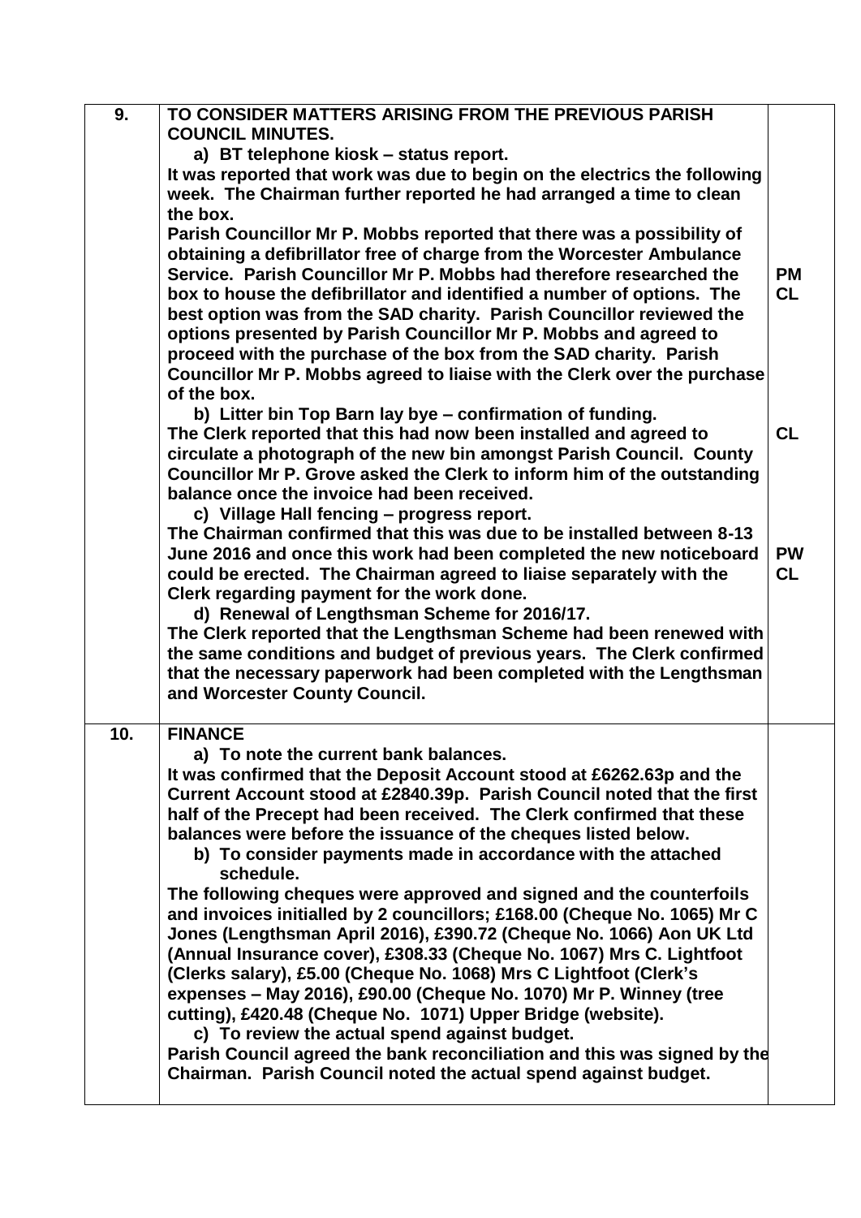| | | |
|---|---|---|
| **9.** | **TO CONSIDER MATTERS ARISING FROM THE PREVIOUS PARISH COUNCIL MINUTES.**<br>**a) BT telephone kiosk – status report.**<br>**It was reported that work was due to begin on the electrics the following week. The Chairman further reported he had arranged a time to clean the box.**<br>**Parish Councillor Mr P. Mobbs reported that there was a possibility of obtaining a defibrillator free of charge from the Worcester Ambulance Service. Parish Councillor Mr P. Mobbs had therefore researched the box to house the defibrillator and identified a number of options. The best option was from the SAD charity. Parish Councillor reviewed the options presented by Parish Councillor Mr P. Mobbs and agreed to proceed with the purchase of the box from the SAD charity. Parish Councillor Mr P. Mobbs agreed to liaise with the Clerk over the purchase of the box.**<br>**b) Litter bin Top Barn lay bye – confirmation of funding.**<br>**The Clerk reported that this had now been installed and agreed to circulate a photograph of the new bin amongst Parish Council. County Councillor Mr P. Grove asked the Clerk to inform him of the outstanding balance once the invoice had been received.**<br>**c) Village Hall fencing – progress report.**<br>**The Chairman confirmed that this was due to be installed between 8-13 June 2016 and once this work had been completed the new noticeboard could be erected. The Chairman agreed to liaise separately with the Clerk regarding payment for the work done.**<br>**d) Renewal of Lengthsman Scheme for 2016/17.**<br>**The Clerk reported that the Lengthsman Scheme had been renewed with the same conditions and budget of previous years. The Clerk confirmed that the necessary paperwork had been completed with the Lengthsman and Worcester County Council.** | **PM**<br>**CL**<br><br>**CL**<br><br>**PW**<br>**CL** |
| **10.** | **FINANCE**<br>**a) To note the current bank balances.**<br>**It was confirmed that the Deposit Account stood at £6262.63p and the Current Account stood at £2840.39p. Parish Council noted that the first half of the Precept had been received. The Clerk confirmed that these balances were before the issuance of the cheques listed below.**<br>**b) To consider payments made in accordance with the attached schedule.**<br>**The following cheques were approved and signed and the counterfoils and invoices initialled by 2 councillors; £168.00 (Cheque No. 1065) Mr C Jones (Lengthsman April 2016), £390.72 (Cheque No. 1066) Aon UK Ltd (Annual Insurance cover), £308.33 (Cheque No. 1067) Mrs C. Lightfoot (Clerks salary), £5.00 (Cheque No. 1068) Mrs C Lightfoot (Clerk's expenses – May 2016), £90.00 (Cheque No. 1070) Mr P. Winney (tree cutting), £420.48 (Cheque No. 1071) Upper Bridge (website).**<br>**c) To review the actual spend against budget.**<br>**Parish Council agreed the bank reconciliation and this was signed by the Chairman. Parish Council noted the actual spend against budget.** | |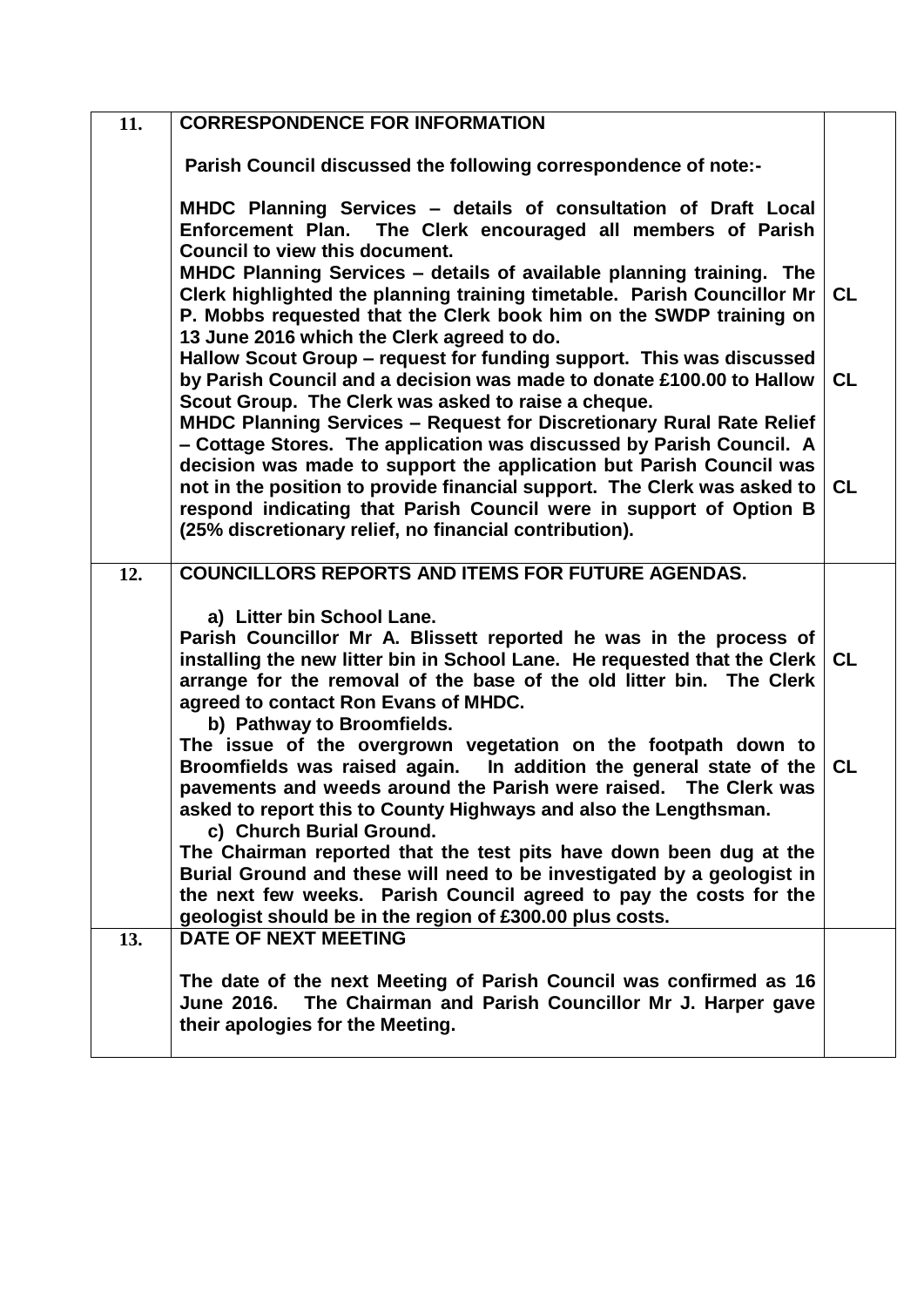| | | |
|---|---|---|
| **11.** | **CORRESPONDENCE FOR INFORMATION**<br><br>**Parish Council discussed the following correspondence of note:-**<br><br>**MHDC Planning Services – details of consultation of Draft Local Enforcement Plan. The Clerk encouraged all members of Parish Council to view this document.**<br>**MHDC Planning Services – details of available planning training. The Clerk highlighted the planning training timetable. Parish Councillor Mr P. Mobbs requested that the Clerk book him on the SWDP training on 13 June 2016 which the Clerk agreed to do.**<br>**Hallow Scout Group – request for funding support. This was discussed by Parish Council and a decision was made to donate £100.00 to Hallow Scout Group. The Clerk was asked to raise a cheque.**<br>**MHDC Planning Services – Request for Discretionary Rural Rate Relief – Cottage Stores. The application was discussed by Parish Council. A decision was made to support the application but Parish Council was not in the position to provide financial support. The Clerk was asked to respond indicating that Parish Council were in support of Option B (25% discretionary relief, no financial contribution).** | **CL**<br><br>**CL**<br><br>**CL** |
| **12.** | **COUNCILLORS REPORTS AND ITEMS FOR FUTURE AGENDAS.**<br><br>**a) Litter bin School Lane.**<br>**Parish Councillor Mr A. Blissett reported he was in the process of installing the new litter bin in School Lane. He requested that the Clerk arrange for the removal of the base of the old litter bin. The Clerk agreed to contact Ron Evans of MHDC.**<br>**b) Pathway to Broomfields.**<br>**The issue of the overgrown vegetation on the footpath down to Broomfields was raised again. In addition the general state of the pavements and weeds around the Parish were raised. The Clerk was asked to report this to County Highways and also the Lengthsman.**<br>**c) Church Burial Ground.**<br>**The Chairman reported that the test pits have down been dug at the Burial Ground and these will need to be investigated by a geologist in the next few weeks. Parish Council agreed to pay the costs for the geologist should be in the region of £300.00 plus costs.** | **CL**<br><br>**CL** |
| **13.** | **DATE OF NEXT MEETING**<br><br>**The date of the next Meeting of Parish Council was confirmed as 16 June 2016. The Chairman and Parish Councillor Mr J. Harper gave their apologies for the Meeting.** | |